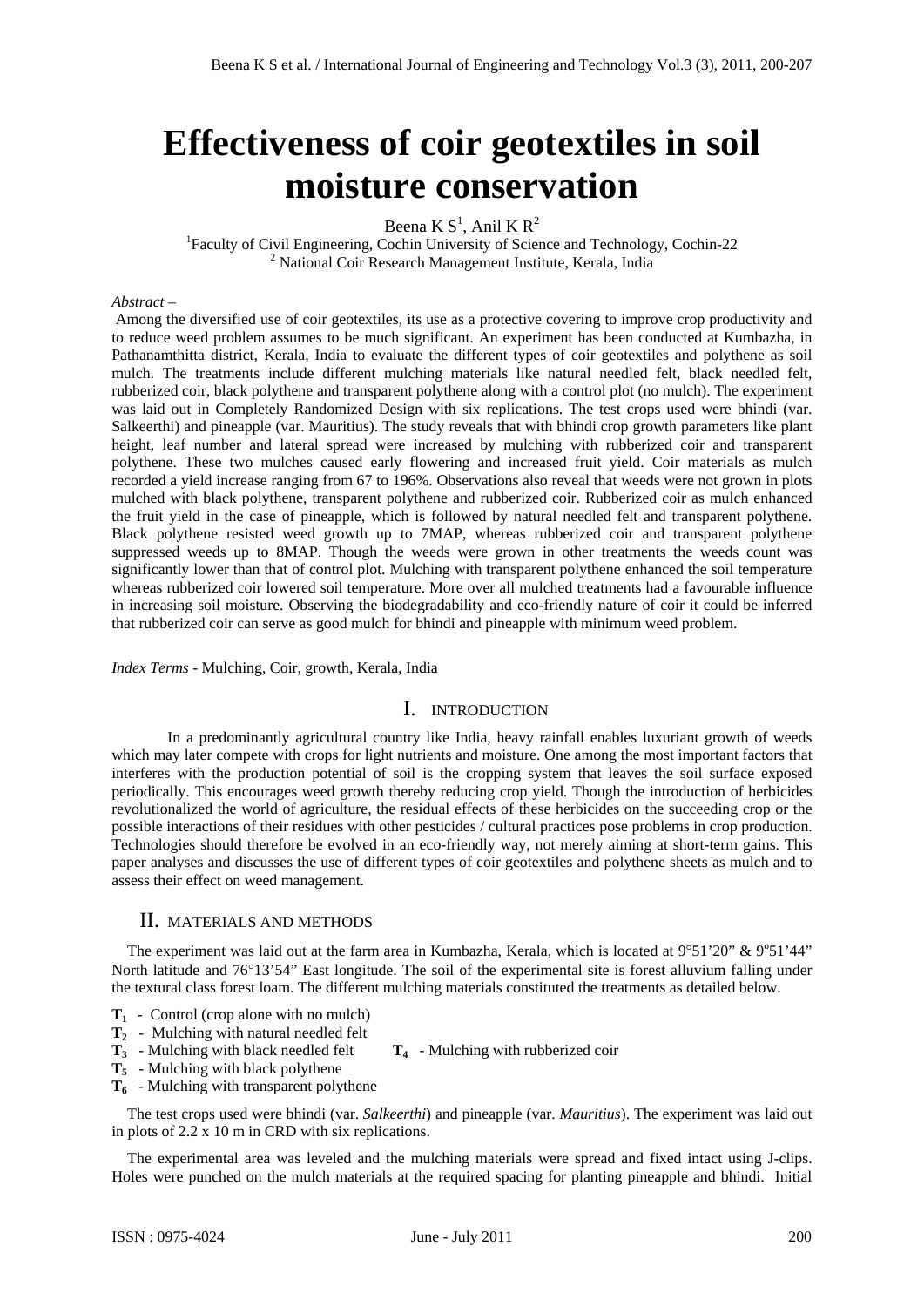# Effectiveness of coir geotextiles in soil moisture conservation

Beena K S[1], Anil K R[2]

[1]Faculty of Civil Engineering, Cochin University of Science and Technology, Cochin-22

[2] National Coir Research Management Institute, Kerala, India

*Abstract* –

Among the diversified use of coir geotextiles, its use as a protective covering to improve crop productivity and to reduce weed problem assumes to be much significant. An experiment has been conducted at Kumbazha, in Pathanamthitta district, Kerala, India to evaluate the different types of coir geotextiles and polythene as soil mulch. The treatments include different mulching materials like natural needled felt, black needled felt, rubberized coir, black polythene and transparent polythene along with a control plot (no mulch). The experiment was laid out in Completely Randomized Design with six replications. The test crops used were bhindi (var. Salkeerthi) and pineapple (var. Mauritius). The study reveals that with bhindi crop growth parameters like plant height, leaf number and lateral spread were increased by mulching with rubberized coir and transparent polythene. These two mulches caused early flowering and increased fruit yield. Coir materials as mulch recorded a yield increase ranging from 67 to 196%. Observations also reveal that weeds were not grown in plots mulched with black polythene, transparent polythene and rubberized coir. Rubberized coir as mulch enhanced the fruit yield in the case of pineapple, which is followed by natural needled felt and transparent polythene. Black polythene resisted weed growth up to 7MAP, whereas rubberized coir and transparent polythene suppressed weeds up to 8MAP. Though the weeds were grown in other treatments the weeds count was significantly lower than that of control plot. Mulching with transparent polythene enhanced the soil temperature whereas rubberized coir lowered soil temperature. More over all mulched treatments had a favourable influence in increasing soil moisture. Observing the biodegradability and eco-friendly nature of coir it could be inferred that rubberized coir can serve as good mulch for bhindi and pineapple with minimum weed problem.

*Index Terms* - Mulching, Coir, growth, Kerala, India

## I. INTRODUCTION

In a predominantly agricultural country like India, heavy rainfall enables luxuriant growth of weeds which may later compete with crops for light nutrients and moisture. One among the most important factors that interferes with the production potential of soil is the cropping system that leaves the soil surface exposed periodically. This encourages weed growth thereby reducing crop yield. Though the introduction of herbicides revolutionalized the world of agriculture, the residual effects of these herbicides on the succeeding crop or the possible interactions of their residues with other pesticides / cultural practices pose problems in crop production. Technologies should therefore be evolved in an eco-friendly way, not merely aiming at short-term gains. This paper analyses and discusses the use of different types of coir geotextiles and polythene sheets as mulch and to assess their effect on weed management.

## II. MATERIALS AND METHODS

The experiment was laid out at the farm area in Kumbazha, Kerala, which is located at 9°51'20" & 9°51'44" North latitude and 76°13'54" East longitude. The soil of the experimental site is forest alluvium falling under the textural class forest loam. The different mulching materials constituted the treatments as detailed below.

- **$T_1$** - Control (crop alone with no mulch)
- **$T_2$** - Mulching with natural needled felt
- **$T_3$** - Mulching with black needled felt
- **$T_4$** - Mulching with rubberized coir
- **$T_5$** - Mulching with black polythene
- **$T_6$** - Mulching with transparent polythene

The test crops used were bhindi (var. *Salkeerthi*) and pineapple (var. *Mauritius*). The experiment was laid out in plots of 2.2 x 10 m in CRD with six replications.

The experimental area was leveled and the mulching materials were spread and fixed intact using J-clips. Holes were punched on the mulch materials at the required spacing for planting pineapple and bhindi. Initial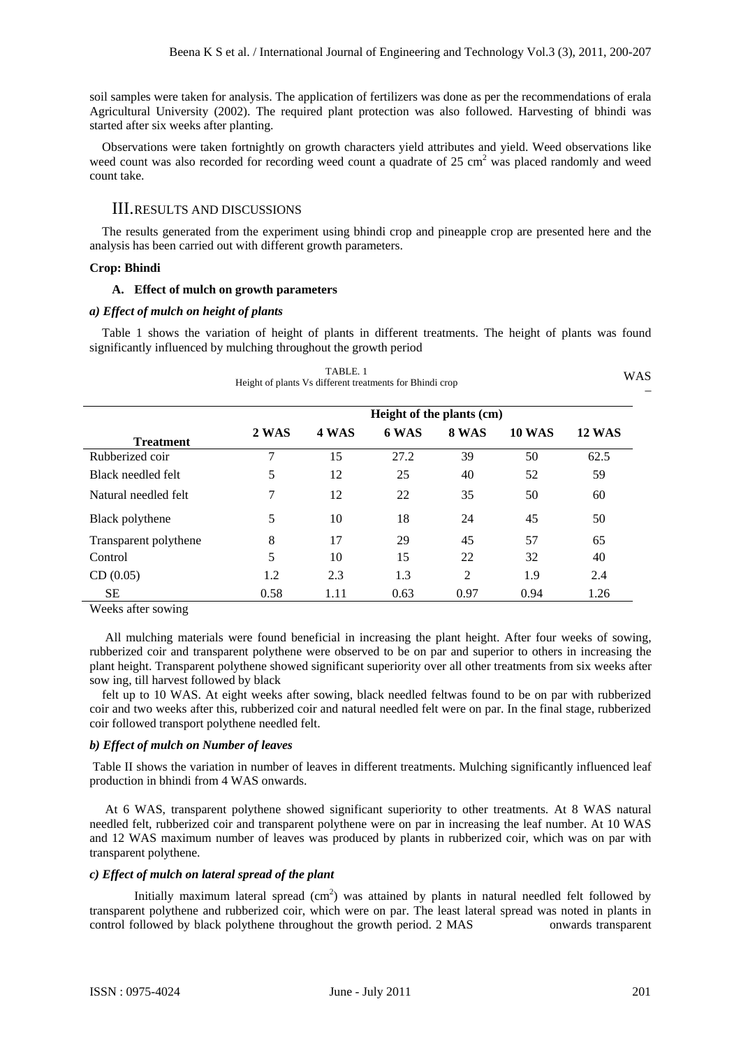soil samples were taken for analysis. The application of fertilizers was done as per the recommendations of erala Agricultural University (2002). The required plant protection was also followed. Harvesting of bhindi was started after six weeks after planting.

Observations were taken fortnightly on growth characters yield attributes and yield. Weed observations like weed count was also recorded for recording weed count a quadrate of 25 $cm^2$ was placed randomly and weed count take.

## III. RESULTS AND DISCUSSIONS

The results generated from the experiment using bhindi crop and pineapple crop are presented here and the analysis has been carried out with different growth parameters.

**Crop: Bhindi**

### A. Effect of mulch on growth parameters

#### *a) Effect of mulch on height of plants*

Table 1 shows the variation of height of plants in different treatments. The height of plants was found significantly influenced by mulching throughout the growth period

TABLE. 1
Height of plants Vs different treatments for Bhindi crop

WAS –

| Treatment | Height of the plants (cm) | | | | | |
|---|---|---|---|---|---|---|
| | 2 WAS | 4 WAS | 6 WAS | 8 WAS | 10 WAS | 12 WAS |
| Rubberized coir | 7 | 15 | 27.2 | 39 | 50 | 62.5 |
| Black needled felt | 5 | 12 | 25 | 40 | 52 | 59 |
| Natural needled felt | 7 | 12 | 22 | 35 | 50 | 60 |
| Black polythene | 5 | 10 | 18 | 24 | 45 | 50 |
| Transparent polythene | 8 | 17 | 29 | 45 | 57 | 65 |
| Control | 5 | 10 | 15 | 22 | 32 | 40 |
| CD (0.05) | 1.2 | 2.3 | 1.3 | 2 | 1.9 | 2.4 |
| SE | 0.58 | 1.11 | 0.63 | 0.97 | 0.94 | 1.26 |

Weeks after sowing

All mulching materials were found beneficial in increasing the plant height. After four weeks of sowing, rubberized coir and transparent polythene were observed to be on par and superior to others in increasing the plant height. Transparent polythene showed significant superiority over all other treatments from six weeks after sow ing, till harvest followed by black

felt up to 10 WAS. At eight weeks after sowing, black needled feltwas found to be on par with rubberized coir and two weeks after this, rubberized coir and natural needled felt were on par. In the final stage, rubberized coir followed transport polythene needled felt.

#### *b) Effect of mulch on Number of leaves*

Table II shows the variation in number of leaves in different treatments. Mulching significantly influenced leaf production in bhindi from 4 WAS onwards.

At 6 WAS, transparent polythene showed significant superiority to other treatments. At 8 WAS natural needled felt, rubberized coir and transparent polythene were on par in increasing the leaf number. At 10 WAS and 12 WAS maximum number of leaves was produced by plants in rubberized coir, which was on par with transparent polythene.

#### *c) Effect of mulch on lateral spread of the plant*

Initially maximum lateral spread ($cm^2$) was attained by plants in natural needled felt followed by transparent polythene and rubberized coir, which were on par. The least lateral spread was noted in plants in control followed by black polythene throughout the growth period. 2 MAS onwards transparent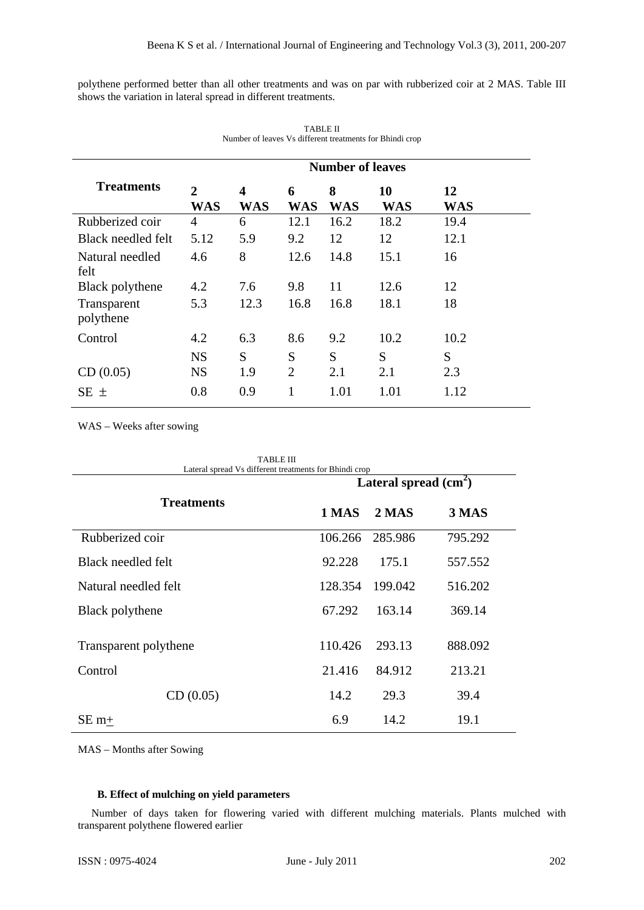polythene performed better than all other treatments and was on par with rubberized coir at 2 MAS. Table III shows the variation in lateral spread in different treatments.

TABLE II
Number of leaves Vs different treatments for Bhindi crop

| Treatments | Number of leaves | | | | | |
|---|---|---|---|---|---|---|
| | **2 WAS** | **4 WAS** | **6 WAS** | **8 WAS** | **10 WAS** | **12 WAS** |
| Rubberized coir | 4 | 6 | 12.1 | 16.2 | 18.2 | 19.4 |
| Black needled felt | 5.12 | 5.9 | 9.2 | 12 | 12 | 12.1 |
| Natural needled felt | 4.6 | 8 | 12.6 | 14.8 | 15.1 | 16 |
| Black polythene | 4.2 | 7.6 | 9.8 | 11 | 12.6 | 12 |
| Transparent polythene | 5.3 | 12.3 | 16.8 | 16.8 | 18.1 | 18 |
| Control | 4.2 | 6.3 | 8.6 | 9.2 | 10.2 | 10.2 |
| | NS | S | S | S | S | S |
| CD (0.05) | NS | 1.9 | 2 | 2.1 | 2.1 | 2.3 |
| SE ± | 0.8 | 0.9 | 1 | 1.01 | 1.01 | 1.12 |

WAS – Weeks after sowing

TABLE III
Lateral spread Vs different treatments for Bhindi crop

| Treatments | Lateral spread ($cm^2$) | | |
|---|---|---|---|
| | **1 MAS** | **2 MAS** | **3 MAS** |
| Rubberized coir | 106.266 | 285.986 | 795.292 |
| Black needled felt | 92.228 | 175.1 | 557.552 |
| Natural needled felt | 128.354 | 199.042 | 516.202 |
| Black polythene | 67.292 | 163.14 | 369.14 |
| Transparent polythene | 110.426 | 293.13 | 888.092 |
| Control | 21.416 | 84.912 | 213.21 |
| CD (0.05) | 14.2 | 29.3 | 39.4 |
| SE m± | 6.9 | 14.2 | 19.1 |

MAS – Months after Sowing

### B. Effect of mulching on yield parameters

Number of days taken for flowering varied with different mulching materials. Plants mulched with transparent polythene flowered earlier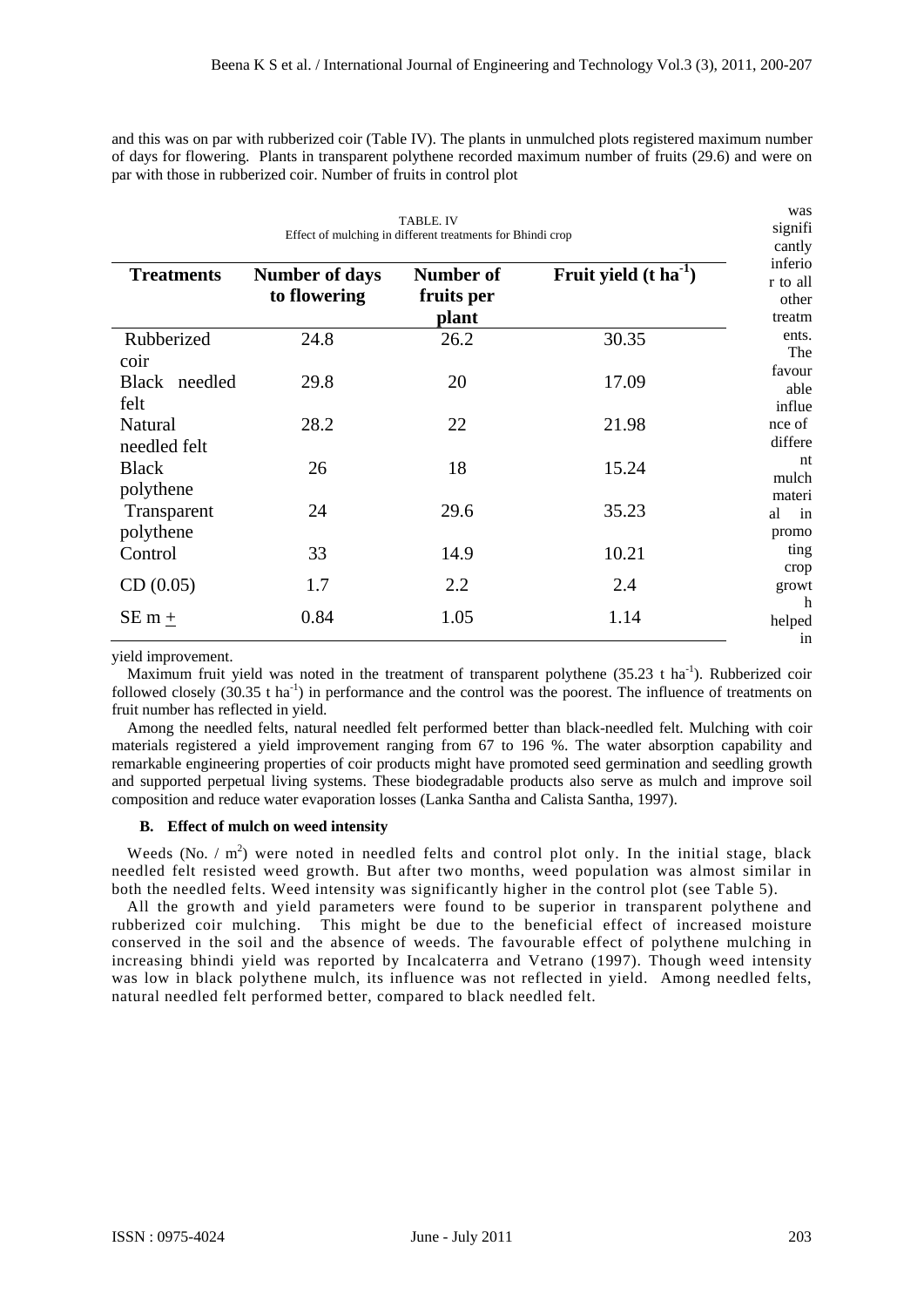and this was on par with rubberized coir (Table IV). The plants in unmulched plots registered maximum number of days for flowering. Plants in transparent polythene recorded maximum number of fruits (29.6) and were on par with those in rubberized coir. Number of fruits in control plot was significantly inferior to all other treatments. The favourable influence of different mulch material in promoting crop growth helped in yield improvement.

TABLE. IV
Effect of mulching in different treatments for Bhindi crop

| Treatments | Number of days to flowering | Number of fruits per plant | Fruit yield (t ha$^{-1}$) |
|---|---|---|---|
| Rubberized coir | 24.8 | 26.2 | 30.35 |
| Black needled felt | 29.8 | 20 | 17.09 |
| Natural needled felt | 28.2 | 22 | 21.98 |
| Black polythene | 26 | 18 | 15.24 |
| Transparent polythene | 24 | 29.6 | 35.23 |
| Control | 33 | 14.9 | 10.21 |
| CD (0.05) | 1.7 | 2.2 | 2.4 |
| SE m $\pm$ | 0.84 | 1.05 | 1.14 |

Maximum fruit yield was noted in the treatment of transparent polythene (35.23 t ha$^{-1}$). Rubberized coir followed closely (30.35 t ha$^{-1}$) in performance and the control was the poorest. The influence of treatments on fruit number has reflected in yield.

Among the needled felts, natural needled felt performed better than black-needled felt. Mulching with coir materials registered a yield improvement ranging from 67 to 196 %. The water absorption capability and remarkable engineering properties of coir products might have promoted seed germination and seedling growth and supported perpetual living systems. These biodegradable products also serve as mulch and improve soil composition and reduce water evaporation losses (Lanka Santha and Calista Santha, 1997).

### B. Effect of mulch on weed intensity

Weeds (No. / m$^2$) were noted in needled felts and control plot only. In the initial stage, black needled felt resisted weed growth. But after two months, weed population was almost similar in both the needled felts. Weed intensity was significantly higher in the control plot (see Table 5).

All the growth and yield parameters were found to be superior in transparent polythene and rubberized coir mulching. This might be due to the beneficial effect of increased moisture conserved in the soil and the absence of weeds. The favourable effect of polythene mulching in increasing bhindi yield was reported by Incalcaterra and Vetrano (1997). Though weed intensity was low in black polythene mulch, its influence was not reflected in yield. Among needled felts, natural needled felt performed better, compared to black needled felt.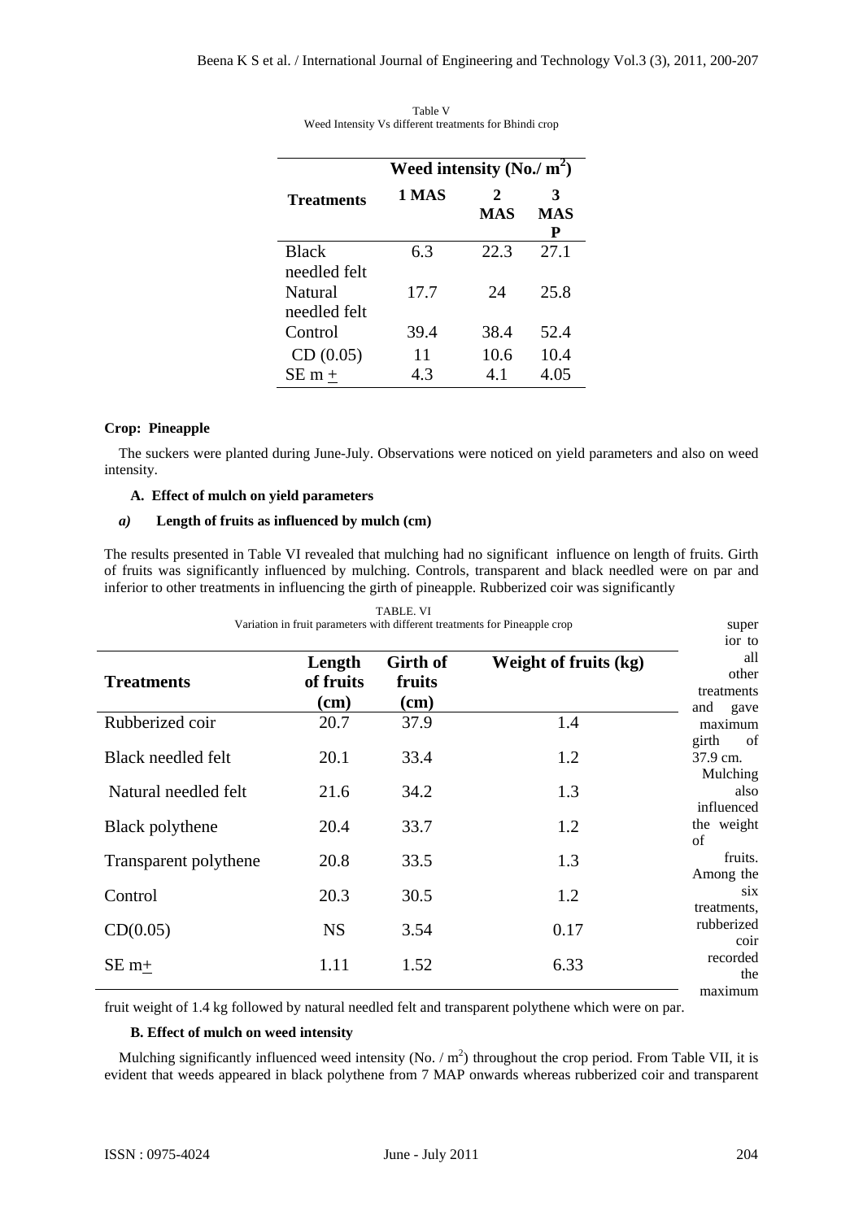Table V
Weed Intensity Vs different treatments for Bhindi crop

| Treatments | Weed intensity (No./ $m^2$) | | |
|---|---|---|---|
| | 1 MAS | 2 MAS | 3 MAS P |
| Black needled felt | 6.3 | 22.3 | 27.1 |
| Natural needled felt | 17.7 | 24 | 25.8 |
| Control | 39.4 | 38.4 | 52.4 |
| CD (0.05) | 11 | 10.6 | 10.4 |
| SE m ± | 4.3 | 4.1 | 4.05 |

**Crop: Pineapple**

The suckers were planted during June-July. Observations were noticed on yield parameters and also on weed intensity.

### A. Effect of mulch on yield parameters

#### *a)* Length of fruits as influenced by mulch (cm)

The results presented in Table VI revealed that mulching had no significant influence on length of fruits. Girth of fruits was significantly influenced by mulching. Controls, transparent and black needled were on par and inferior to other treatments in influencing the girth of pineapple. Rubberized coir was significantly superior to all other treatments and gave maximum girth of 37.9 cm. Mulching also influenced the weight of fruits. Among the six treatments, rubberized coir recorded the maximum fruit weight of 1.4 kg followed by natural needled felt and transparent polythene which were on par.

TABLE. VI
Variation in fruit parameters with different treatments for Pineapple crop

| Treatments | Length of fruits (cm) | Girth of fruits (cm) | Weight of fruits (kg) |
|---|---|---|---|
| Rubberized coir | 20.7 | 37.9 | 1.4 |
| Black needled felt | 20.1 | 33.4 | 1.2 |
| Natural needled felt | 21.6 | 34.2 | 1.3 |
| Black polythene | 20.4 | 33.7 | 1.2 |
| Transparent polythene | 20.8 | 33.5 | 1.3 |
| Control | 20.3 | 30.5 | 1.2 |
| CD(0.05) | NS | 3.54 | 0.17 |
| SE m± | 1.11 | 1.52 | 6.33 |

### B. Effect of mulch on weed intensity

Mulching significantly influenced weed intensity (No. / $m^2$) throughout the crop period. From Table VII, it is evident that weeds appeared in black polythene from 7 MAP onwards whereas rubberized coir and transparent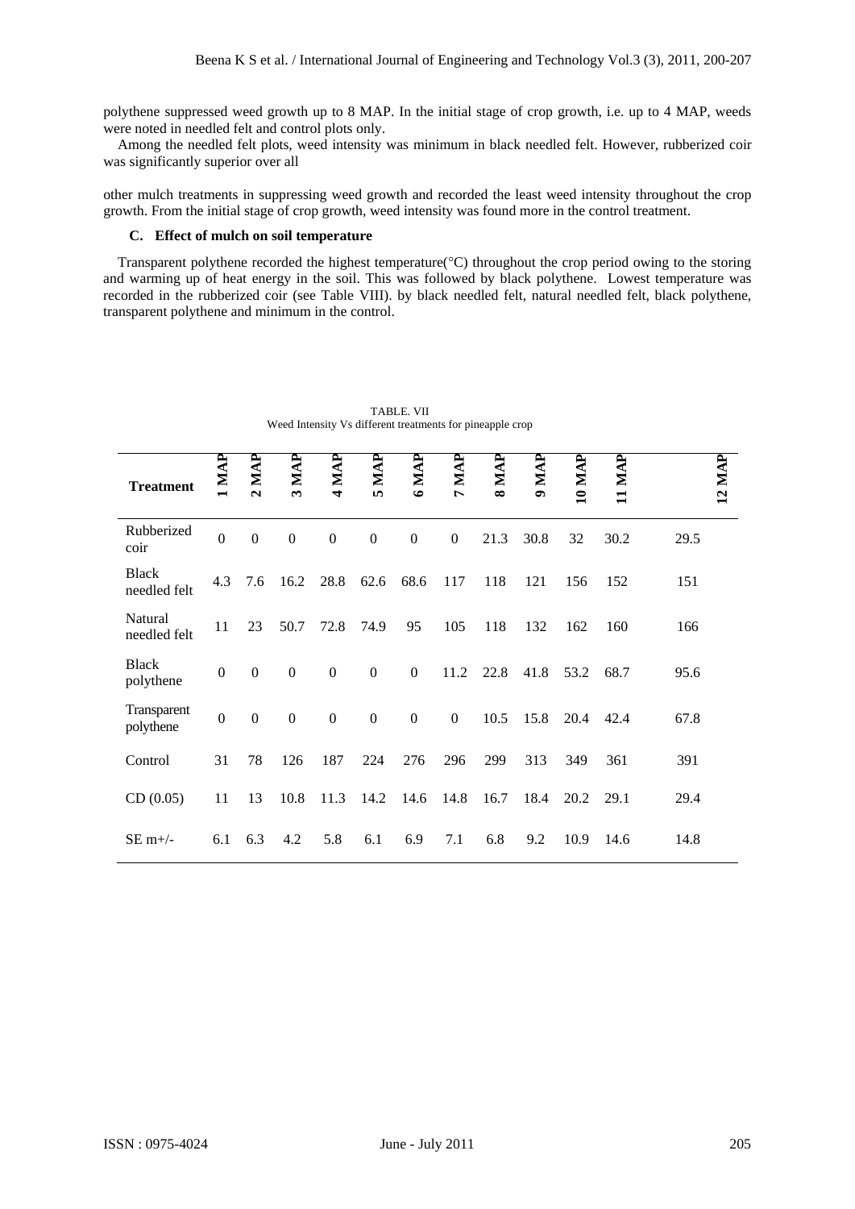polythene suppressed weed growth up to 8 MAP. In the initial stage of crop growth, i.e. up to 4 MAP, weeds were noted in needled felt and control plots only.

Among the needled felt plots, weed intensity was minimum in black needled felt. However, rubberized coir was significantly superior over all

other mulch treatments in suppressing weed growth and recorded the least weed intensity throughout the crop growth. From the initial stage of crop growth, weed intensity was found more in the control treatment.

### C. Effect of mulch on soil temperature

Transparent polythene recorded the highest temperature(°C) throughout the crop period owing to the storing and warming up of heat energy in the soil. This was followed by black polythene. Lowest temperature was recorded in the rubberized coir (see Table VIII). by black needled felt, natural needled felt, black polythene, transparent polythene and minimum in the control.

TABLE. VII
Weed Intensity Vs different treatments for pineapple crop

| Treatment | 1 MAP | 2 MAP | 3 MAP | 4 MAP | 5 MAP | 6 MAP | 7 MAP | 8 MAP | 9 MAP | 10 MAP | 11 MAP | 12 MAP |
|---|---|---|---|---|---|---|---|---|---|---|---|---|
| Rubberized coir | 0 | 0 | 0 | 0 | 0 | 0 | 0 | 21.3 | 30.8 | 32 | 30.2 | 29.5 |
| Black needled felt | 4.3 | 7.6 | 16.2 | 28.8 | 62.6 | 68.6 | 117 | 118 | 121 | 156 | 152 | 151 |
| Natural needled felt | 11 | 23 | 50.7 | 72.8 | 74.9 | 95 | 105 | 118 | 132 | 162 | 160 | 166 |
| Black polythene | 0 | 0 | 0 | 0 | 0 | 0 | 11.2 | 22.8 | 41.8 | 53.2 | 68.7 | 95.6 |
| Transparent polythene | 0 | 0 | 0 | 0 | 0 | 0 | 0 | 10.5 | 15.8 | 20.4 | 42.4 | 67.8 |
| Control | 31 | 78 | 126 | 187 | 224 | 276 | 296 | 299 | 313 | 349 | 361 | 391 |
| CD (0.05) | 11 | 13 | 10.8 | 11.3 | 14.2 | 14.6 | 14.8 | 16.7 | 18.4 | 20.2 | 29.1 | 29.4 |
| SE m+/- | 6.1 | 6.3 | 4.2 | 5.8 | 6.1 | 6.9 | 7.1 | 6.8 | 9.2 | 10.9 | 14.6 | 14.8 |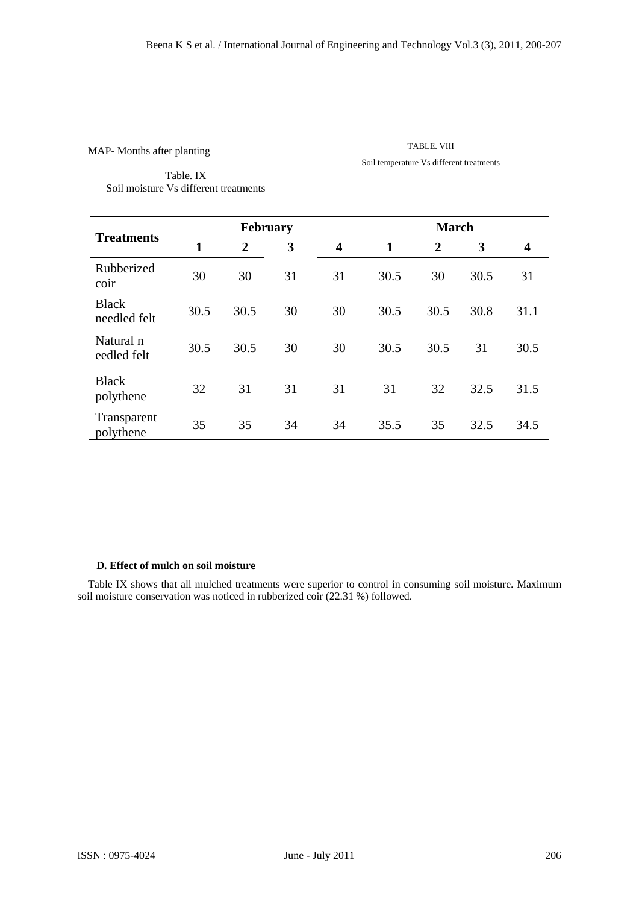MAP- Months after planting

TABLE. VIII

Soil temperature Vs different treatments

Table. IX

Soil moisture Vs different treatments

| Treatments | February | | | | March | | | |
|---|---|---|---|---|---|---|---|---|
| | **1** | **2** | **3** | **4** | **1** | **2** | **3** | **4** |
| Rubberized coir | 30 | 30 | 31 | 31 | 30.5 | 30 | 30.5 | 31 |
| Black needled felt | 30.5 | 30.5 | 30 | 30 | 30.5 | 30.5 | 30.8 | 31.1 |
| Natural n eedled felt | 30.5 | 30.5 | 30 | 30 | 30.5 | 30.5 | 31 | 30.5 |
| Black polythene | 32 | 31 | 31 | 31 | 31 | 32 | 32.5 | 31.5 |
| Transparent polythene | 35 | 35 | 34 | 34 | 35.5 | 35 | 32.5 | 34.5 |

#### D. Effect of mulch on soil moisture

Table IX shows that all mulched treatments were superior to control in consuming soil moisture. Maximum soil moisture conservation was noticed in rubberized coir (22.31 %) followed.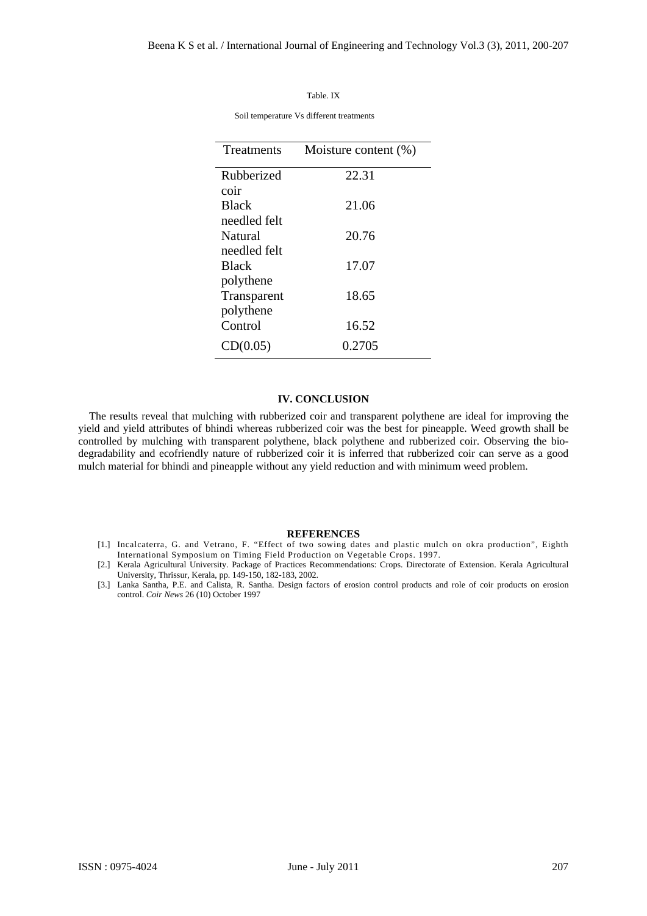Table. IX

Soil temperature Vs different treatments

| Treatments | Moisture content (%) |
|---|---|
| Rubberized coir | 22.31 |
| Black needled felt | 21.06 |
| Natural needled felt | 20.76 |
| Black polythene | 17.07 |
| Transparent polythene | 18.65 |
| Control | 16.52 |
| CD(0.05) | 0.2705 |

## IV. CONCLUSION

The results reveal that mulching with rubberized coir and transparent polythene are ideal for improving the yield and yield attributes of bhindi whereas rubberized coir was the best for pineapple. Weed growth shall be controlled by mulching with transparent polythene, black polythene and rubberized coir. Observing the bio-degradability and ecofriendly nature of rubberized coir it is inferred that rubberized coir can serve as a good mulch material for bhindi and pineapple without any yield reduction and with minimum weed problem.

## REFERENCES

[1.] Incalcaterra, G. and Vetrano, F. "Effect of two sowing dates and plastic mulch on okra production", Eighth International Symposium on Timing Field Production on Vegetable Crops. 1997.

[2.] Kerala Agricultural University. Package of Practices Recommendations: Crops. Directorate of Extension. Kerala Agricultural University, Thrissur, Kerala, pp. 149-150, 182-183, 2002.

[3.] Lanka Santha, P.E. and Calista, R. Santha. Design factors of erosion control products and role of coir products on erosion control. *Coir News* 26 (10) October 1997